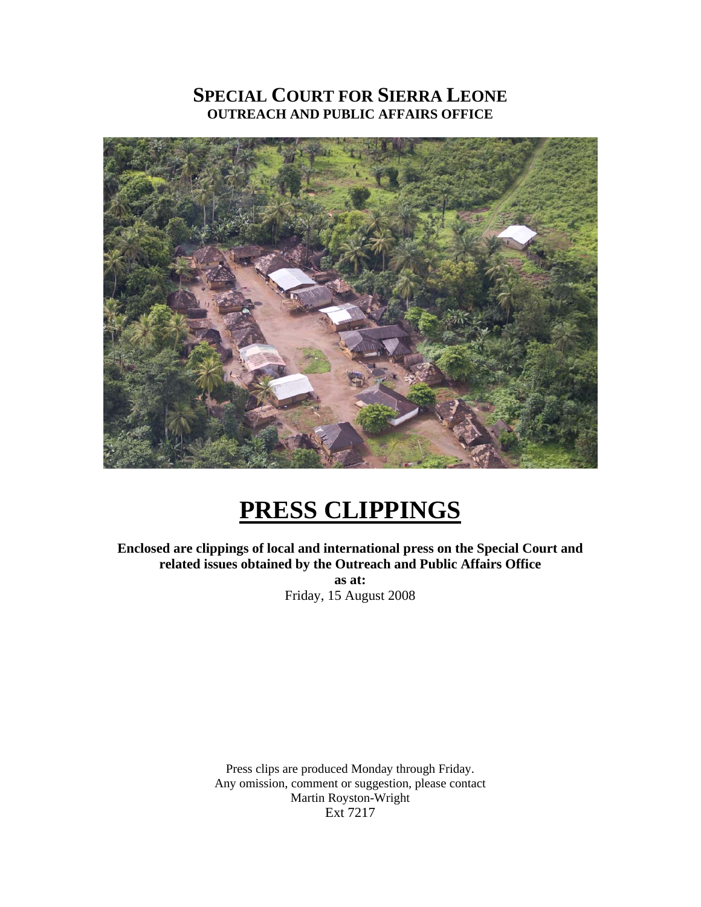# SPECIAL COURT FOR SIERRA LEONE

**OUTREACH AND PUBLIC AFFAIRS OFFICE**

# PRESS CLIPPINGS

**Enclosed are clippings of local and international press on the Special Court and related issues obtained by the Outreach and Public Affairs Office**

**as at:**

Friday, 15 August 2008

Press clips are produced Monday through Friday.
Any omission, comment or suggestion, please contact
Martin Royston-Wright
Ext 7217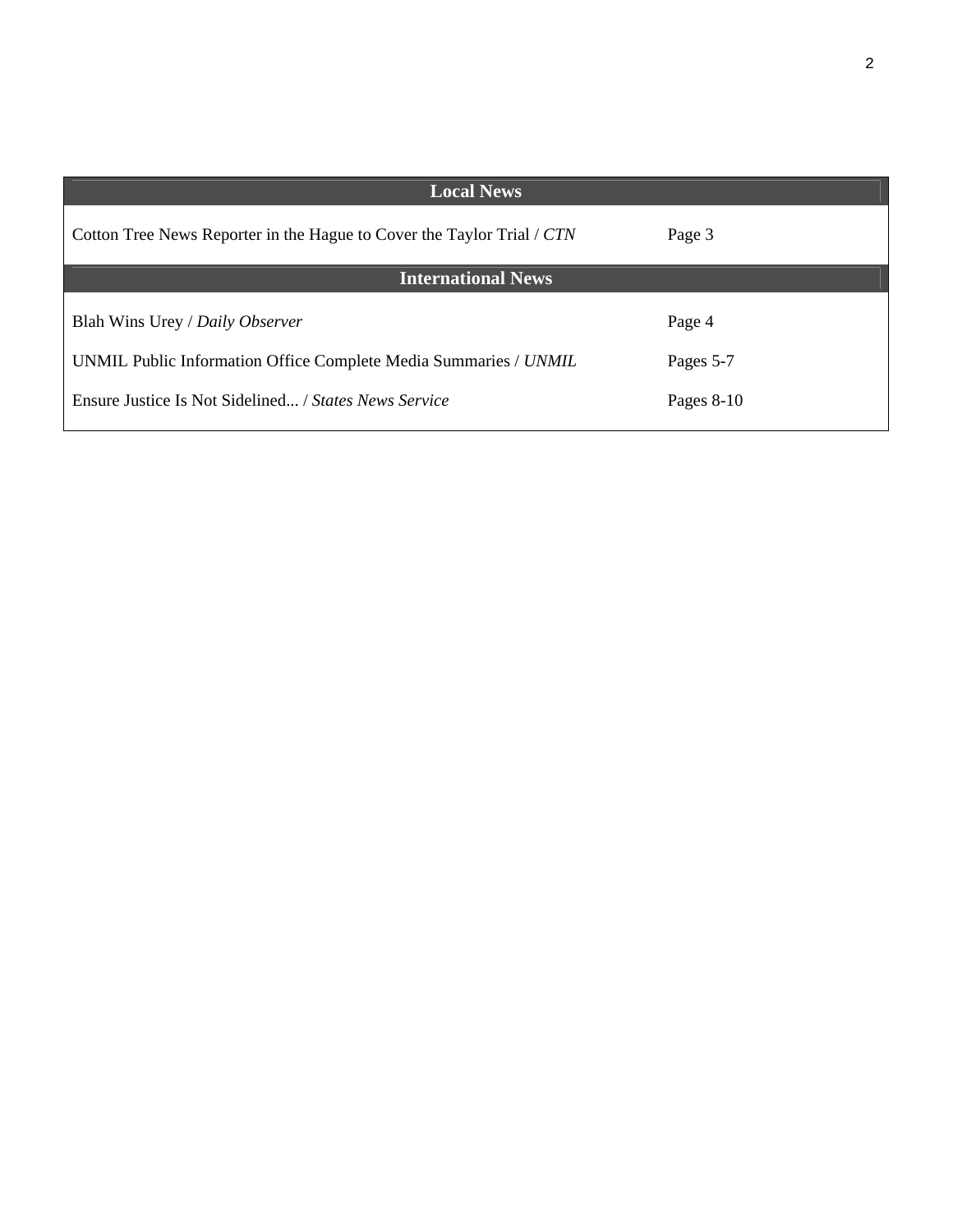| Local News | |
|---|---|
| Cotton Tree News Reporter in the Hague to Cover the Taylor Trial / *CTN* | Page 3 |
| **International News** | |
| Blah Wins Urey / *Daily Observer* | Page 4 |
| UNMIL Public Information Office Complete Media Summaries / *UNMIL* | Pages 5-7 |
| Ensure Justice Is Not Sidelined... / *States News Service* | Pages 8-10 |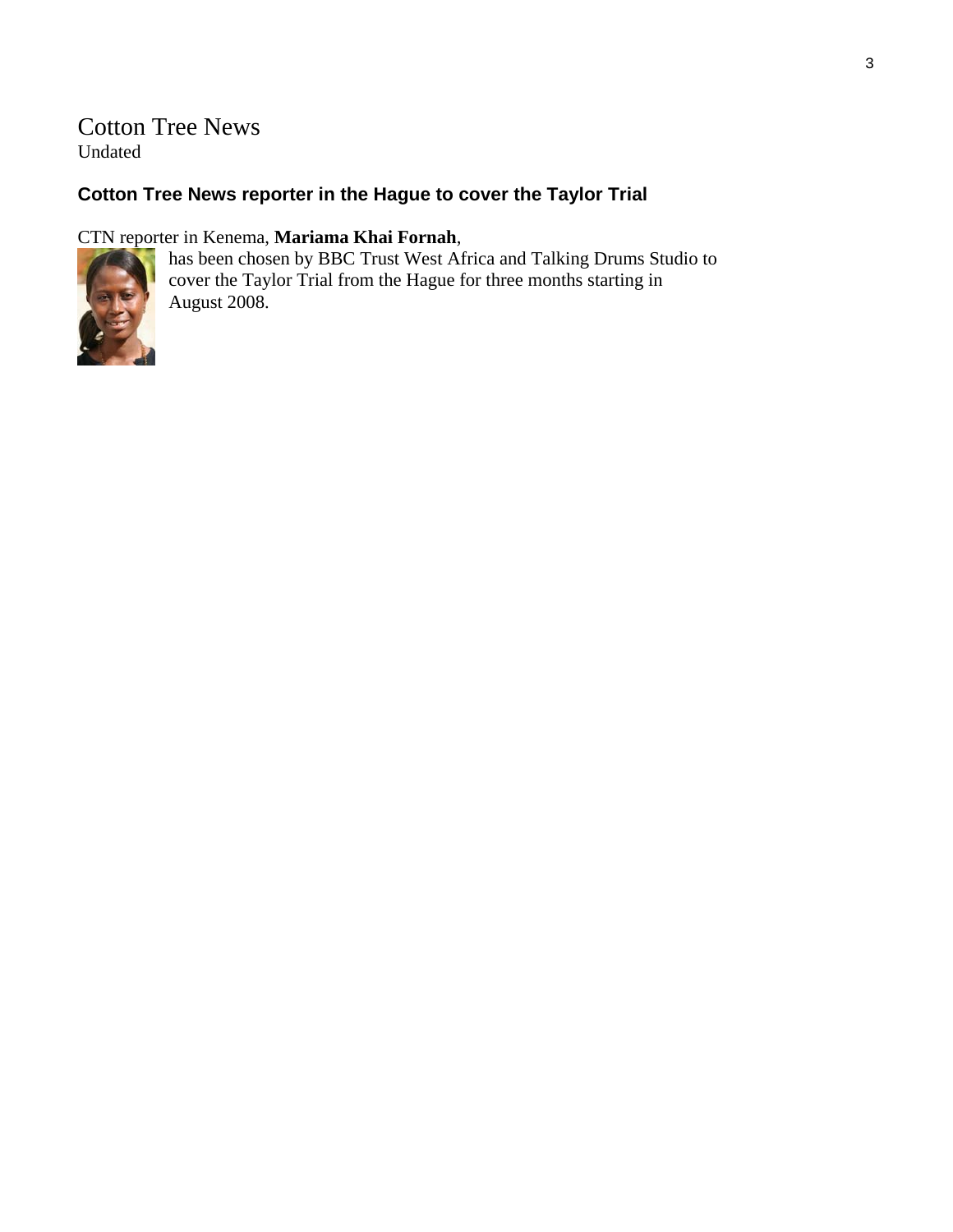# Cotton Tree News

Undated

## Cotton Tree News reporter in the Hague to cover the Taylor Trial

CTN reporter in Kenema, **Mariama Khai Fornah**, has been chosen by BBC Trust West Africa and Talking Drums Studio to cover the Taylor Trial from the Hague for three months starting in August 2008.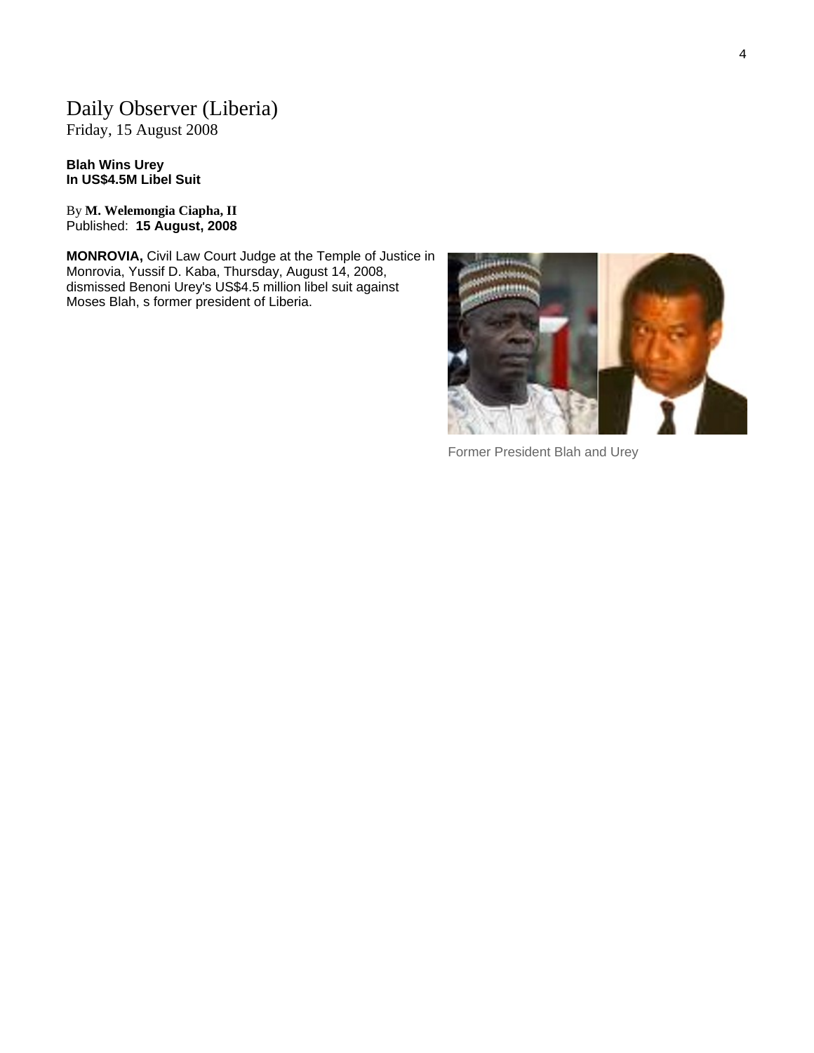# Daily Observer (Liberia)

Friday, 15 August 2008

**Blah Wins Urey**
**In US$4.5M Libel Suit**

By **M. Welemongia Ciapha, II**
Published: **15 August, 2008**

**MONROVIA,** Civil Law Court Judge at the Temple of Justice in Monrovia, Yussif D. Kaba, Thursday, August 14, 2008, dismissed Benoni Urey's US$4.5 million libel suit against Moses Blah, s former president of Liberia.

Former President Blah and Urey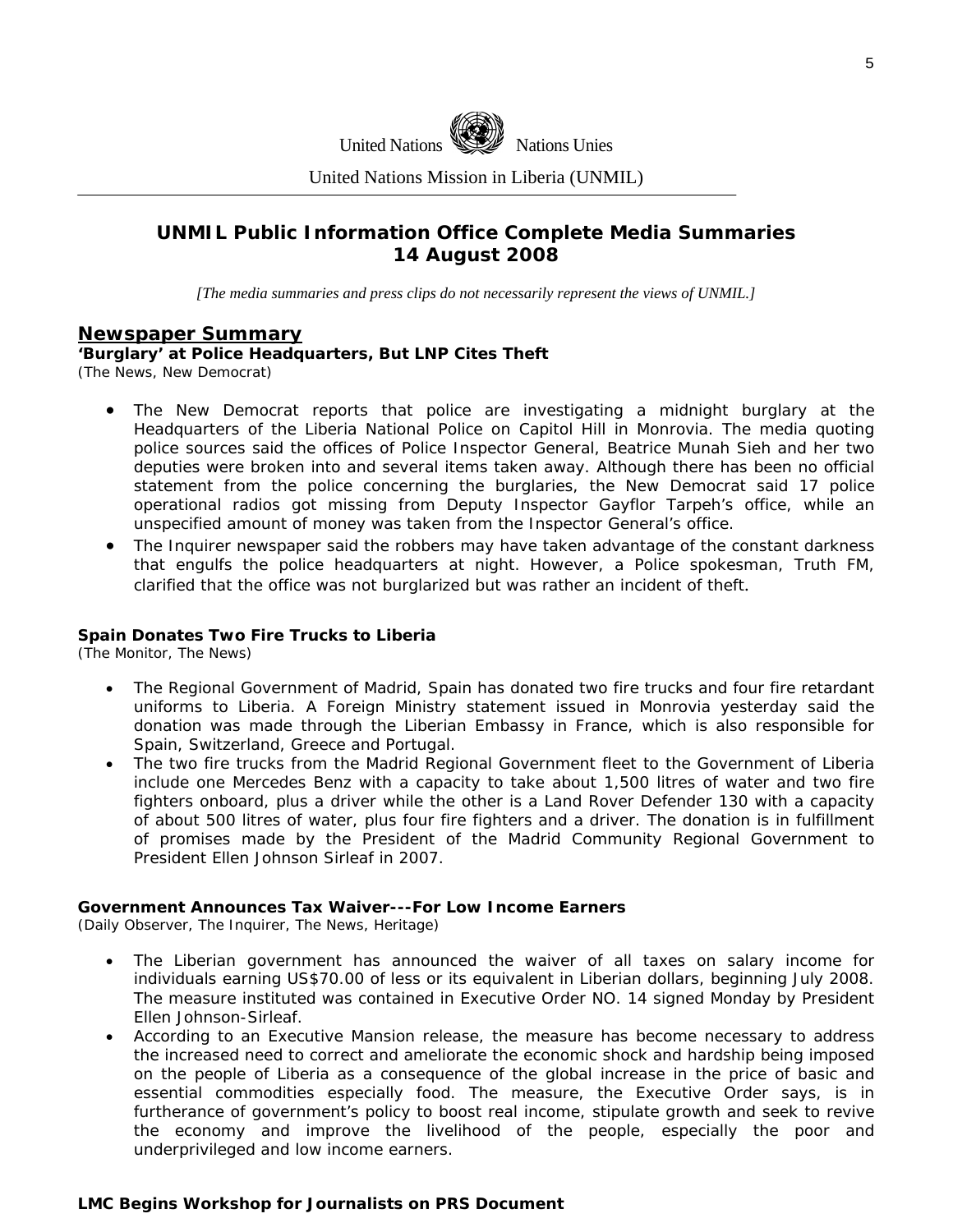United Nations Nations Unies

United Nations Mission in Liberia (UNMIL)

## UNMIL Public Information Office Complete Media Summaries
## 14 August 2008

*[The media summaries and press clips do not necessarily represent the views of UNMIL.]*

## Newspaper Summary

**'Burglary' at Police Headquarters, But LNP Cites Theft**
(The News, New Democrat)

- The New Democrat reports that police are investigating a midnight burglary at the Headquarters of the Liberia National Police on Capitol Hill in Monrovia. The media quoting police sources said the offices of Police Inspector General, Beatrice Munah Sieh and her two deputies were broken into and several items taken away. Although there has been no official statement from the police concerning the burglaries, the New Democrat said 17 police operational radios got missing from Deputy Inspector Gayflor Tarpeh's office, while an unspecified amount of money was taken from the Inspector General's office.
- The Inquirer newspaper said the robbers may have taken advantage of the constant darkness that engulfs the police headquarters at night. However, a Police spokesman, Truth FM, clarified that the office was not burglarized but was rather an incident of theft.

**Spain Donates Two Fire Trucks to Liberia**
(The Monitor, The News)

- The Regional Government of Madrid, Spain has donated two fire trucks and four fire retardant uniforms to Liberia. A Foreign Ministry statement issued in Monrovia yesterday said the donation was made through the Liberian Embassy in France, which is also responsible for Spain, Switzerland, Greece and Portugal.
- The two fire trucks from the Madrid Regional Government fleet to the Government of Liberia include one Mercedes Benz with a capacity to take about 1,500 litres of water and two fire fighters onboard, plus a driver while the other is a Land Rover Defender 130 with a capacity of about 500 litres of water, plus four fire fighters and a driver. The donation is in fulfillment of promises made by the President of the Madrid Community Regional Government to President Ellen Johnson Sirleaf in 2007.

**Government Announces Tax Waiver---For Low Income Earners**
(Daily Observer, The Inquirer, The News, Heritage)

- The Liberian government has announced the waiver of all taxes on salary income for individuals earning US$70.00 of less or its equivalent in Liberian dollars, beginning July 2008. The measure instituted was contained in Executive Order NO. 14 signed Monday by President Ellen Johnson-Sirleaf.
- According to an Executive Mansion release, the measure has become necessary to address the increased need to correct and ameliorate the economic shock and hardship being imposed on the people of Liberia as a consequence of the global increase in the price of basic and essential commodities especially food. The measure, the Executive Order says, is in furtherance of government's policy to boost real income, stipulate growth and seek to revive the economy and improve the livelihood of the people, especially the poor and underprivileged and low income earners.

**LMC Begins Workshop for Journalists on PRS Document**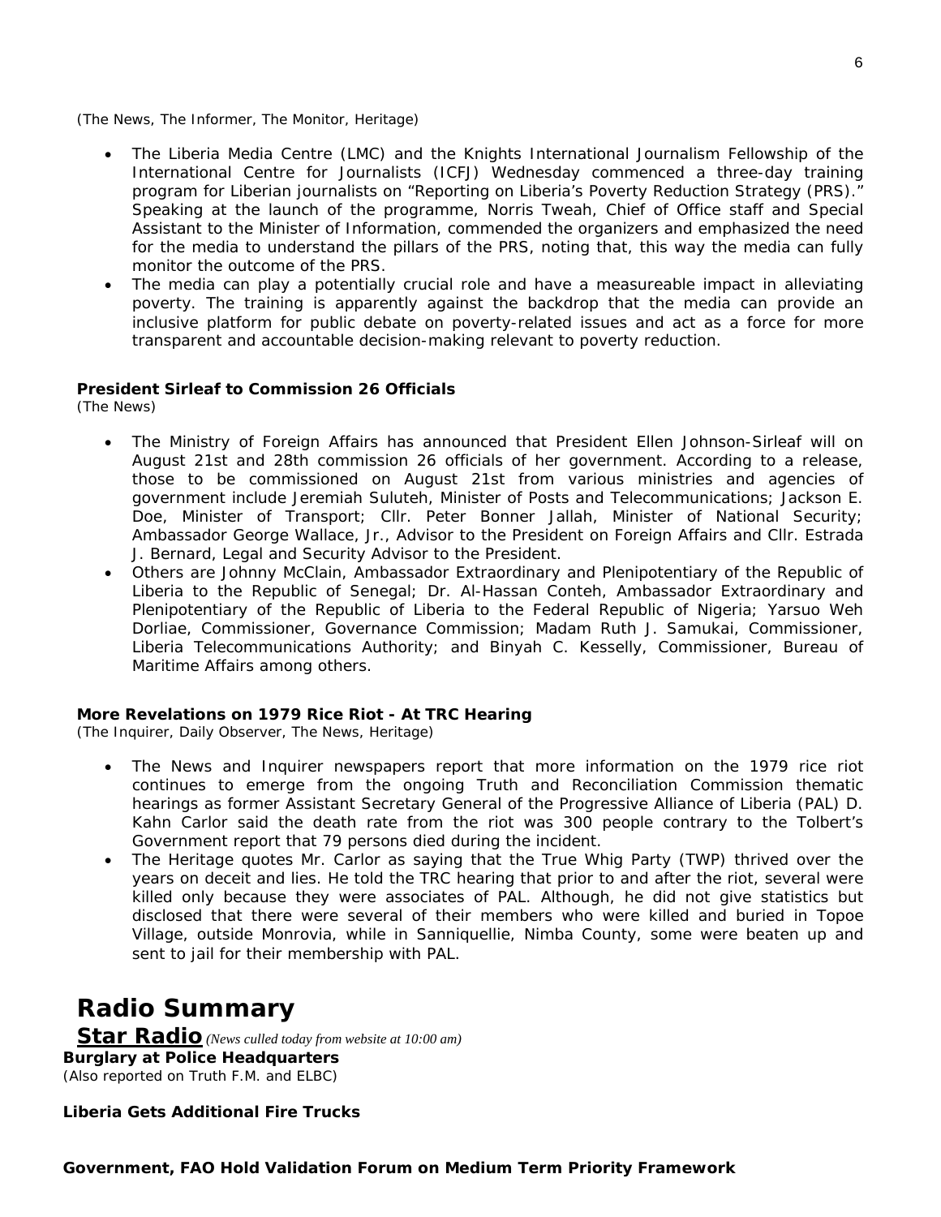(The News, The Informer, The Monitor, Heritage)

- The Liberia Media Centre (LMC) and the Knights International Journalism Fellowship of the International Centre for Journalists (ICFJ) Wednesday commenced a three-day training program for Liberian journalists on "Reporting on Liberia's Poverty Reduction Strategy (PRS)." Speaking at the launch of the programme, Norris Tweah, Chief of Office staff and Special Assistant to the Minister of Information, commended the organizers and emphasized the need for the media to understand the pillars of the PRS, noting that, this way the media can fully monitor the outcome of the PRS.
- The media can play a potentially crucial role and have a measureable impact in alleviating poverty. The training is apparently against the backdrop that the media can provide an inclusive platform for public debate on poverty-related issues and act as a force for more transparent and accountable decision-making relevant to poverty reduction.

**President Sirleaf to Commission 26 Officials**
(The News)

- The Ministry of Foreign Affairs has announced that President Ellen Johnson-Sirleaf will on August 21st and 28th commission 26 officials of her government. According to a release, those to be commissioned on August 21st from various ministries and agencies of government include Jeremiah Suluteh, Minister of Posts and Telecommunications; Jackson E. Doe, Minister of Transport; Cllr. Peter Bonner Jallah, Minister of National Security; Ambassador George Wallace, Jr., Advisor to the President on Foreign Affairs and Cllr. Estrada J. Bernard, Legal and Security Advisor to the President.
- Others are Johnny McClain, Ambassador Extraordinary and Plenipotentiary of the Republic of Liberia to the Republic of Senegal; Dr. Al-Hassan Conteh, Ambassador Extraordinary and Plenipotentiary of the Republic of Liberia to the Federal Republic of Nigeria; Yarsuo Weh Dorliae, Commissioner, Governance Commission; Madam Ruth J. Samukai, Commissioner, Liberia Telecommunications Authority; and Binyah C. Kesselly, Commissioner, Bureau of Maritime Affairs among others.

**More Revelations on 1979 Rice Riot - At TRC Hearing**
(The Inquirer, Daily Observer, The News, Heritage)

- The News and Inquirer newspapers report that more information on the 1979 rice riot continues to emerge from the ongoing Truth and Reconciliation Commission thematic hearings as former Assistant Secretary General of the Progressive Alliance of Liberia (PAL) D. Kahn Carlor said the death rate from the riot was 300 people contrary to the Tolbert's Government report that 79 persons died during the incident.
- The Heritage quotes Mr. Carlor as saying that the True Whig Party (TWP) thrived over the years on deceit and lies. He told the TRC hearing that prior to and after the riot, several were killed only because they were associates of PAL. Although, he did not give statistics but disclosed that there were several of their members who were killed and buried in Topoe Village, outside Monrovia, while in Sanniquellie, Nimba County, some were beaten up and sent to jail for their membership with PAL.

# Radio Summary

## Star Radio *(News culled today from website at 10:00 am)*

**Burglary at Police Headquarters**
(Also reported on Truth F.M. and ELBC)

**Liberia Gets Additional Fire Trucks**

**Government, FAO Hold Validation Forum on Medium Term Priority Framework**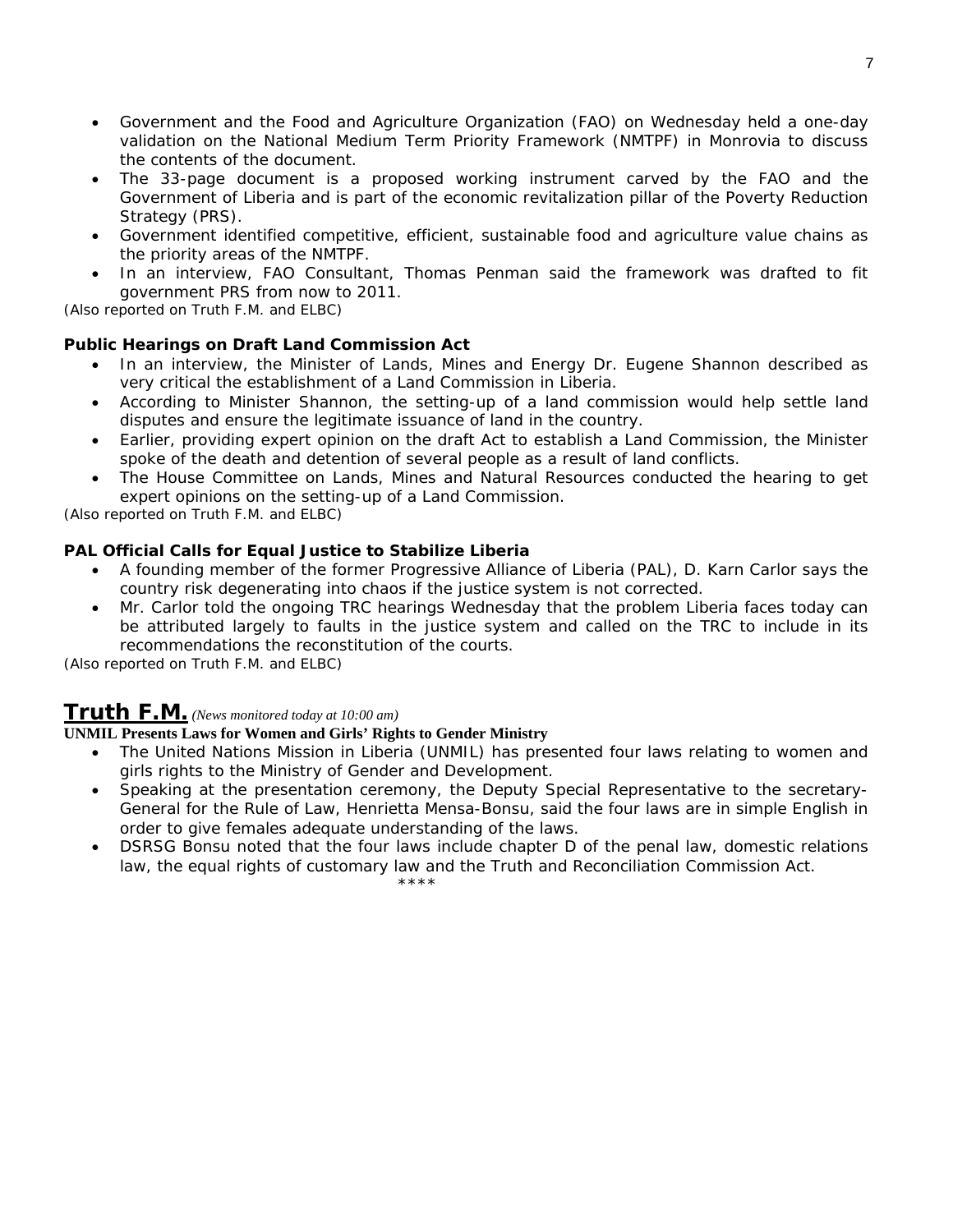- Government and the Food and Agriculture Organization (FAO) on Wednesday held a one-day validation on the National Medium Term Priority Framework (NMTPF) in Monrovia to discuss the contents of the document.
- The 33-page document is a proposed working instrument carved by the FAO and the Government of Liberia and is part of the economic revitalization pillar of the Poverty Reduction Strategy (PRS).
- Government identified competitive, efficient, sustainable food and agriculture value chains as the priority areas of the NMTPF.
- In an interview, FAO Consultant, Thomas Penman said the framework was drafted to fit government PRS from now to 2011.

*(Also reported on Truth F.M. and ELBC)*

**Public Hearings on Draft Land Commission Act**

- In an interview, the Minister of Lands, Mines and Energy Dr. Eugene Shannon described as very critical the establishment of a Land Commission in Liberia.
- According to Minister Shannon, the setting-up of a land commission would help settle land disputes and ensure the legitimate issuance of land in the country.
- Earlier, providing expert opinion on the draft Act to establish a Land Commission, the Minister spoke of the death and detention of several people as a result of land conflicts.
- The House Committee on Lands, Mines and Natural Resources conducted the hearing to get expert opinions on the setting-up of a Land Commission.

*(Also reported on Truth F.M. and ELBC)*

**PAL Official Calls for Equal Justice to Stabilize Liberia**

- A founding member of the former Progressive Alliance of Liberia (PAL), D. Karn Carlor says the country risk degenerating into chaos if the justice system is not corrected.
- Mr. Carlor told the ongoing TRC hearings Wednesday that the problem Liberia faces today can be attributed largely to faults in the justice system and called on the TRC to include in its recommendations the reconstitution of the courts.

*(Also reported on Truth F.M. and ELBC)*

## Truth F.M. *(News monitored today at 10:00 am)*

**UNMIL Presents Laws for Women and Girls' Rights to Gender Ministry**

- The United Nations Mission in Liberia (UNMIL) has presented four laws relating to women and girls rights to the Ministry of Gender and Development.
- Speaking at the presentation ceremony, the Deputy Special Representative to the secretary-General for the Rule of Law, Henrietta Mensa-Bonsu, said the four laws are in simple English in order to give females adequate understanding of the laws.
- DSRSG Bonsu noted that the four laws include chapter D of the penal law, domestic relations law, the equal rights of customary law and the Truth and Reconciliation Commission Act.

****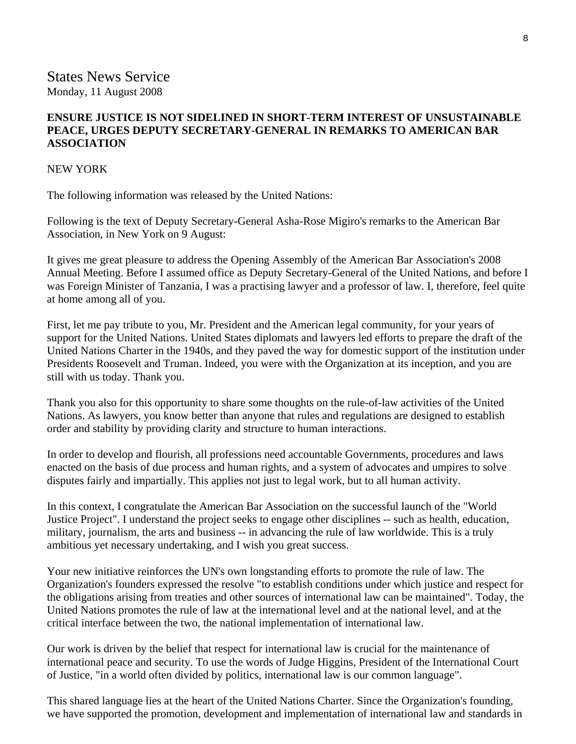States News Service
Monday, 11 August 2008

**ENSURE JUSTICE IS NOT SIDELINED IN SHORT-TERM INTEREST OF UNSUSTAINABLE PEACE, URGES DEPUTY SECRETARY-GENERAL IN REMARKS TO AMERICAN BAR ASSOCIATION**

NEW YORK

The following information was released by the United Nations:

Following is the text of Deputy Secretary-General Asha-Rose Migiro's remarks to the American Bar Association, in New York on 9 August:

It gives me great pleasure to address the Opening Assembly of the American Bar Association's 2008 Annual Meeting. Before I assumed office as Deputy Secretary-General of the United Nations, and before I was Foreign Minister of Tanzania, I was a practising lawyer and a professor of law. I, therefore, feel quite at home among all of you.

First, let me pay tribute to you, Mr. President and the American legal community, for your years of support for the United Nations. United States diplomats and lawyers led efforts to prepare the draft of the United Nations Charter in the 1940s, and they paved the way for domestic support of the institution under Presidents Roosevelt and Truman. Indeed, you were with the Organization at its inception, and you are still with us today. Thank you.

Thank you also for this opportunity to share some thoughts on the rule-of-law activities of the United Nations. As lawyers, you know better than anyone that rules and regulations are designed to establish order and stability by providing clarity and structure to human interactions.

In order to develop and flourish, all professions need accountable Governments, procedures and laws enacted on the basis of due process and human rights, and a system of advocates and umpires to solve disputes fairly and impartially. This applies not just to legal work, but to all human activity.

In this context, I congratulate the American Bar Association on the successful launch of the "World Justice Project". I understand the project seeks to engage other disciplines -- such as health, education, military, journalism, the arts and business -- in advancing the rule of law worldwide. This is a truly ambitious yet necessary undertaking, and I wish you great success.

Your new initiative reinforces the UN's own longstanding efforts to promote the rule of law. The Organization's founders expressed the resolve "to establish conditions under which justice and respect for the obligations arising from treaties and other sources of international law can be maintained". Today, the United Nations promotes the rule of law at the international level and at the national level, and at the critical interface between the two, the national implementation of international law.

Our work is driven by the belief that respect for international law is crucial for the maintenance of international peace and security. To use the words of Judge Higgins, President of the International Court of Justice, "in a world often divided by politics, international law is our common language".

This shared language lies at the heart of the United Nations Charter. Since the Organization's founding, we have supported the promotion, development and implementation of international law and standards in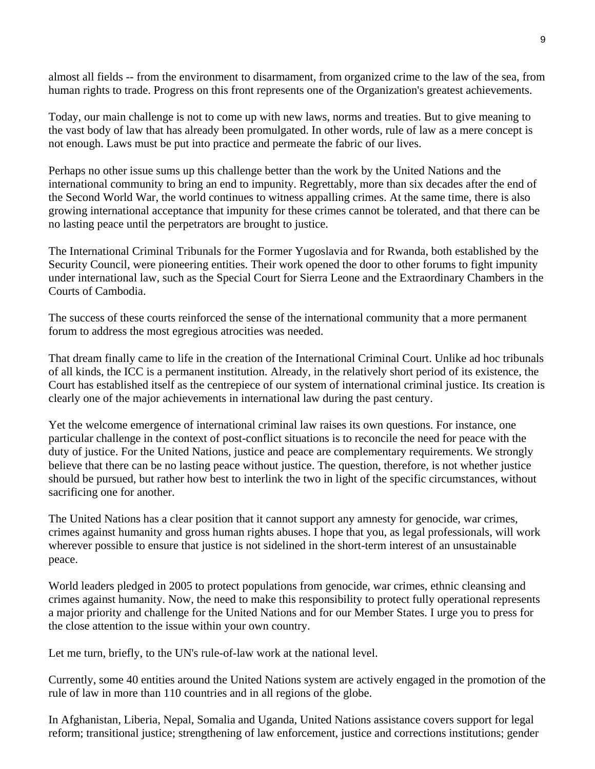almost all fields -- from the environment to disarmament, from organized crime to the law of the sea, from human rights to trade. Progress on this front represents one of the Organization's greatest achievements.

Today, our main challenge is not to come up with new laws, norms and treaties. But to give meaning to the vast body of law that has already been promulgated. In other words, rule of law as a mere concept is not enough. Laws must be put into practice and permeate the fabric of our lives.

Perhaps no other issue sums up this challenge better than the work by the United Nations and the international community to bring an end to impunity. Regrettably, more than six decades after the end of the Second World War, the world continues to witness appalling crimes. At the same time, there is also growing international acceptance that impunity for these crimes cannot be tolerated, and that there can be no lasting peace until the perpetrators are brought to justice.

The International Criminal Tribunals for the Former Yugoslavia and for Rwanda, both established by the Security Council, were pioneering entities. Their work opened the door to other forums to fight impunity under international law, such as the Special Court for Sierra Leone and the Extraordinary Chambers in the Courts of Cambodia.

The success of these courts reinforced the sense of the international community that a more permanent forum to address the most egregious atrocities was needed.

That dream finally came to life in the creation of the International Criminal Court. Unlike ad hoc tribunals of all kinds, the ICC is a permanent institution. Already, in the relatively short period of its existence, the Court has established itself as the centrepiece of our system of international criminal justice. Its creation is clearly one of the major achievements in international law during the past century.

Yet the welcome emergence of international criminal law raises its own questions. For instance, one particular challenge in the context of post-conflict situations is to reconcile the need for peace with the duty of justice. For the United Nations, justice and peace are complementary requirements. We strongly believe that there can be no lasting peace without justice. The question, therefore, is not whether justice should be pursued, but rather how best to interlink the two in light of the specific circumstances, without sacrificing one for another.

The United Nations has a clear position that it cannot support any amnesty for genocide, war crimes, crimes against humanity and gross human rights abuses. I hope that you, as legal professionals, will work wherever possible to ensure that justice is not sidelined in the short-term interest of an unsustainable peace.

World leaders pledged in 2005 to protect populations from genocide, war crimes, ethnic cleansing and crimes against humanity. Now, the need to make this responsibility to protect fully operational represents a major priority and challenge for the United Nations and for our Member States. I urge you to press for the close attention to the issue within your own country.

Let me turn, briefly, to the UN's rule-of-law work at the national level.

Currently, some 40 entities around the United Nations system are actively engaged in the promotion of the rule of law in more than 110 countries and in all regions of the globe.

In Afghanistan, Liberia, Nepal, Somalia and Uganda, United Nations assistance covers support for legal reform; transitional justice; strengthening of law enforcement, justice and corrections institutions; gender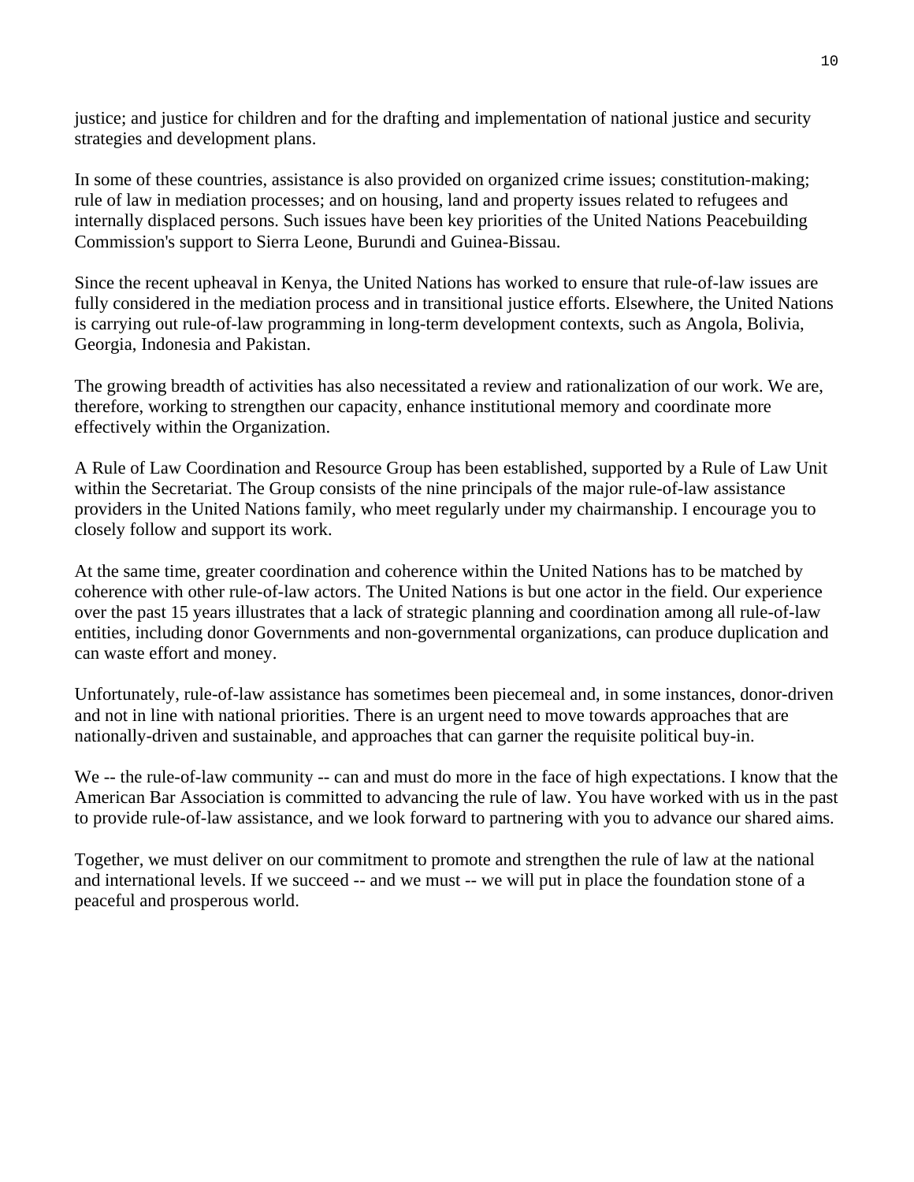justice; and justice for children and for the drafting and implementation of national justice and security strategies and development plans.

In some of these countries, assistance is also provided on organized crime issues; constitution-making; rule of law in mediation processes; and on housing, land and property issues related to refugees and internally displaced persons. Such issues have been key priorities of the United Nations Peacebuilding Commission's support to Sierra Leone, Burundi and Guinea-Bissau.

Since the recent upheaval in Kenya, the United Nations has worked to ensure that rule-of-law issues are fully considered in the mediation process and in transitional justice efforts. Elsewhere, the United Nations is carrying out rule-of-law programming in long-term development contexts, such as Angola, Bolivia, Georgia, Indonesia and Pakistan.

The growing breadth of activities has also necessitated a review and rationalization of our work. We are, therefore, working to strengthen our capacity, enhance institutional memory and coordinate more effectively within the Organization.

A Rule of Law Coordination and Resource Group has been established, supported by a Rule of Law Unit within the Secretariat. The Group consists of the nine principals of the major rule-of-law assistance providers in the United Nations family, who meet regularly under my chairmanship. I encourage you to closely follow and support its work.

At the same time, greater coordination and coherence within the United Nations has to be matched by coherence with other rule-of-law actors. The United Nations is but one actor in the field. Our experience over the past 15 years illustrates that a lack of strategic planning and coordination among all rule-of-law entities, including donor Governments and non-governmental organizations, can produce duplication and can waste effort and money.

Unfortunately, rule-of-law assistance has sometimes been piecemeal and, in some instances, donor-driven and not in line with national priorities. There is an urgent need to move towards approaches that are nationally-driven and sustainable, and approaches that can garner the requisite political buy-in.

We -- the rule-of-law community -- can and must do more in the face of high expectations. I know that the American Bar Association is committed to advancing the rule of law. You have worked with us in the past to provide rule-of-law assistance, and we look forward to partnering with you to advance our shared aims.

Together, we must deliver on our commitment to promote and strengthen the rule of law at the national and international levels. If we succeed -- and we must -- we will put in place the foundation stone of a peaceful and prosperous world.